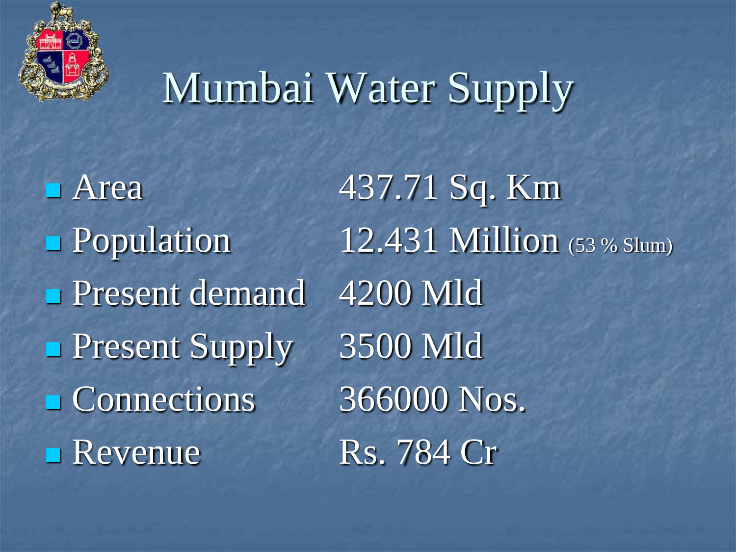# Mumbai Water Supply

| | |
|---|---|
| Area | 437.71 Sq. Km |
| Population | 12.431 Million (53 % Slum) |
| Present demand | 4200 Mld |
| Present Supply | 3500 Mld |
| Connections | 366000 Nos. |
| Revenue | Rs. 784 Cr |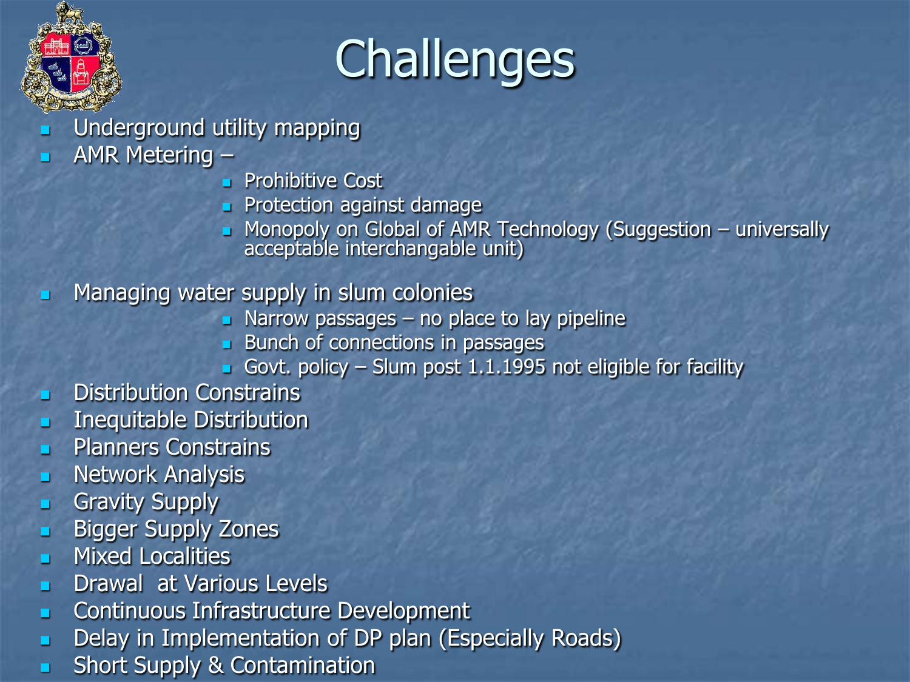# Challenges

- Underground utility mapping
- AMR Metering –
  - Prohibitive Cost
  - Protection against damage
  - Monopoly on Global of AMR Technology (Suggestion – universally acceptable interchangable unit)
- Managing water supply in slum colonies
  - Narrow passages – no place to lay pipeline
  - Bunch of connections in passages
  - Govt. policy – Slum post 1.1.1995 not eligible for facility
- Distribution Constrains
- Inequitable Distribution
- Planners Constrains
- Network Analysis
- Gravity Supply
- Bigger Supply Zones
- Mixed Localities
- Drawal  at Various Levels
- Continuous Infrastructure Development
- Delay in Implementation of DP plan (Especially Roads)
- Short Supply & Contamination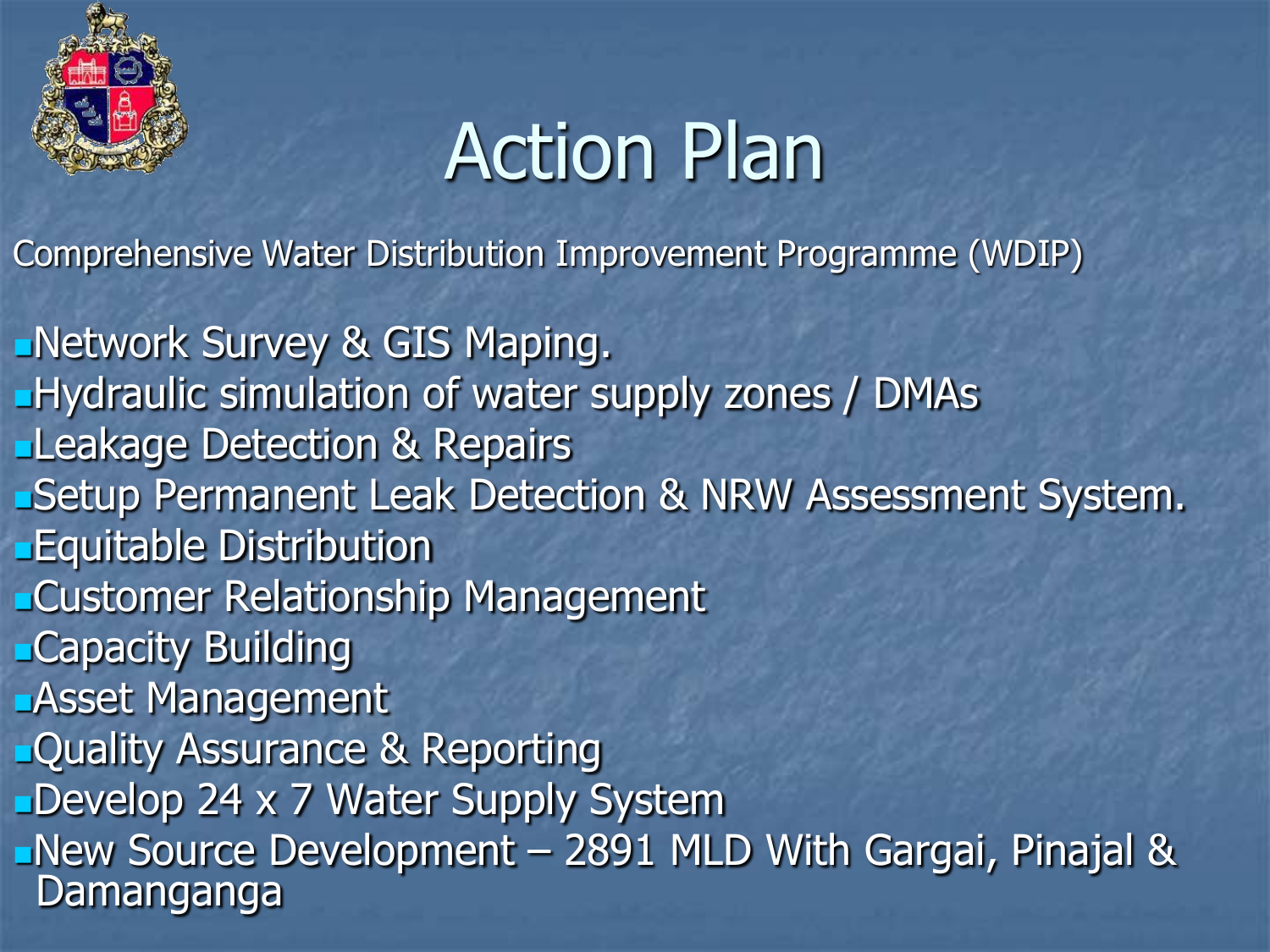# Action Plan

Comprehensive Water Distribution Improvement Programme (WDIP)

- Network Survey & GIS Maping.
- Hydraulic simulation of water supply zones / DMAs
- Leakage Detection & Repairs
- Setup Permanent Leak Detection & NRW Assessment System.
- Equitable Distribution
- Customer Relationship Management
- Capacity Building
- Asset Management
- Quality Assurance & Reporting
- Develop 24 x 7 Water Supply System
- New Source Development – 2891 MLD With Gargai, Pinajal & Damanganga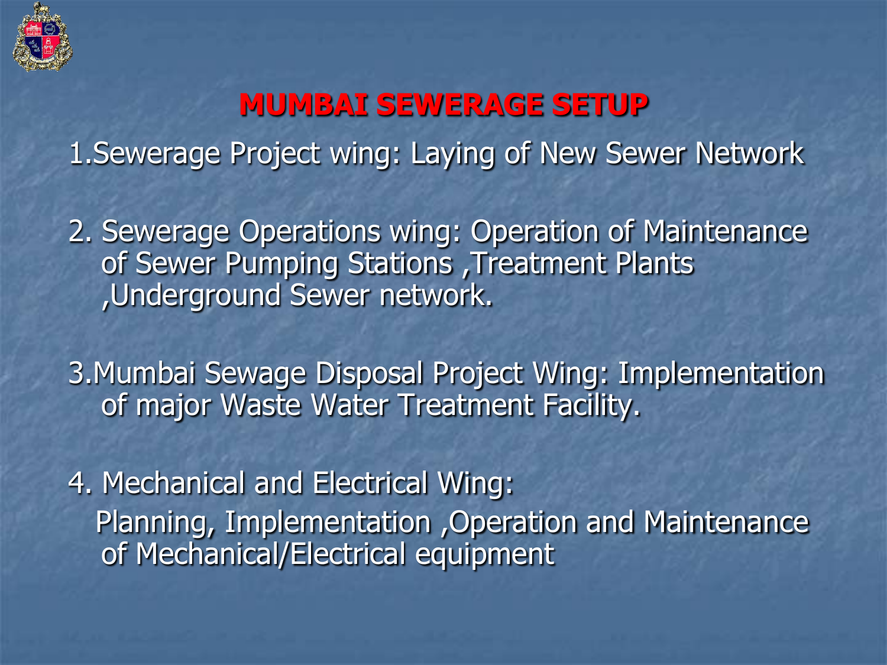# MUMBAI SEWERAGE SETUP

1.Sewerage Project wing: Laying of New Sewer Network

2. Sewerage Operations wing: Operation of Maintenance of Sewer Pumping Stations ,Treatment Plants ,Underground Sewer network.

3.Mumbai Sewage Disposal Project Wing: Implementation of major Waste Water Treatment Facility.

4. Mechanical and Electrical Wing:
   Planning, Implementation ,Operation and Maintenance of Mechanical/Electrical equipment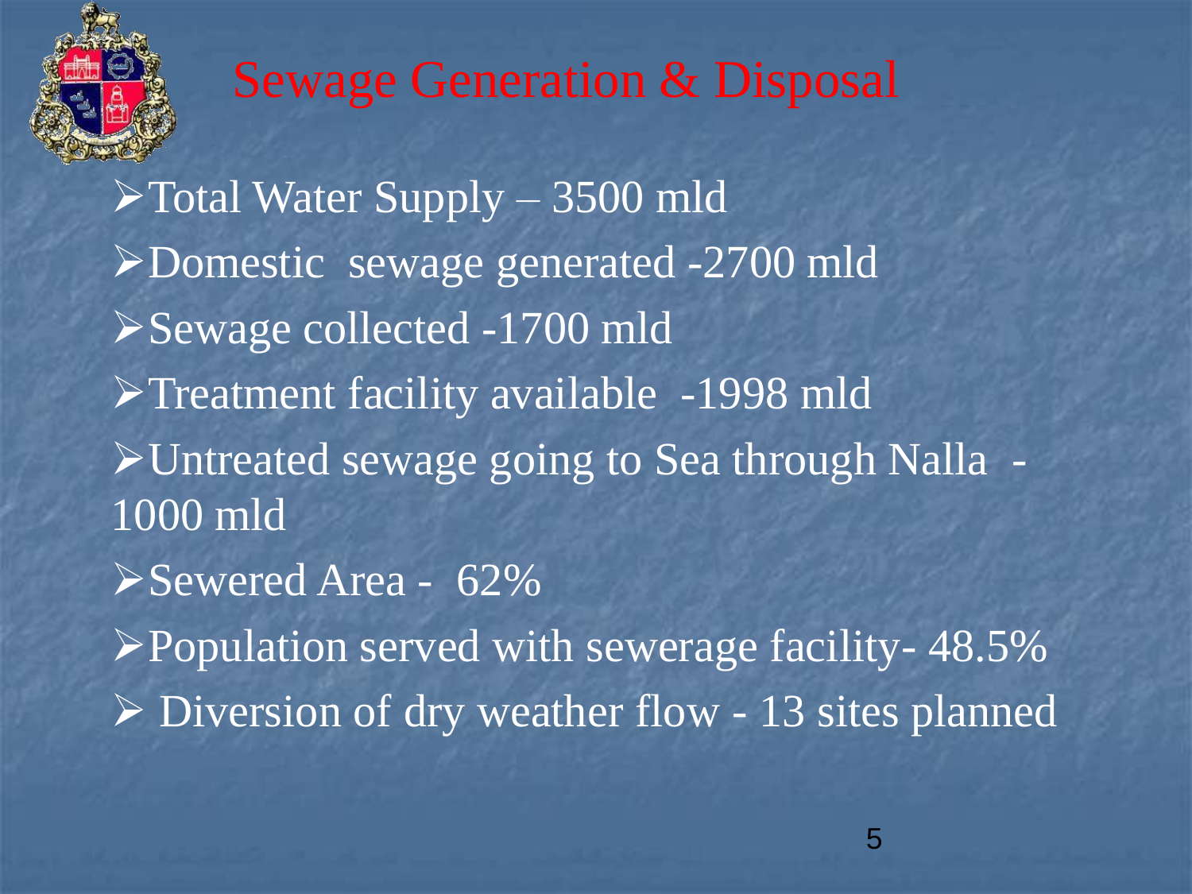# Sewage Generation & Disposal

- Total Water Supply – 3500 mld
- Domestic sewage generated -2700 mld
- Sewage collected -1700 mld
- Treatment facility available -1998 mld
- Untreated sewage going to Sea through Nalla - 1000 mld
- Sewered Area - 62%
- Population served with sewerage facility- 48.5%
- Diversion of dry weather flow - 13 sites planned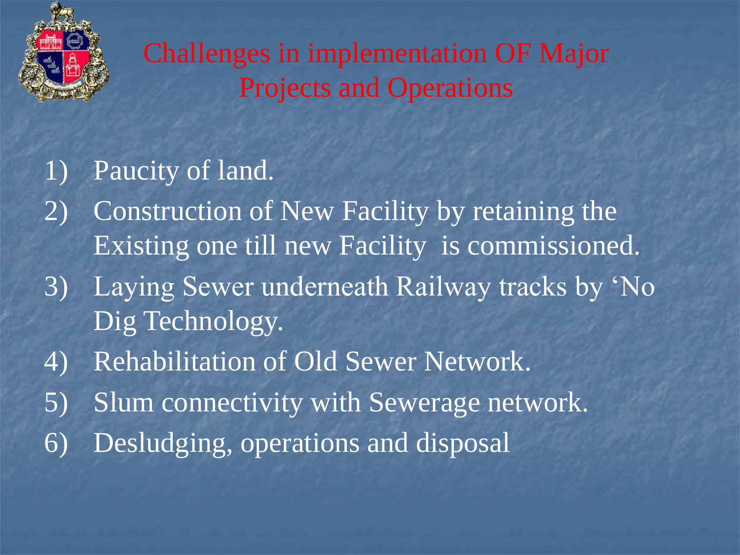# Challenges in implementation OF Major Projects and Operations

1) Paucity of land.
2) Construction of New Facility by retaining the Existing one till new Facility is commissioned.
3) Laying Sewer underneath Railway tracks by 'No Dig Technology.
4) Rehabilitation of Old Sewer Network.
5) Slum connectivity with Sewerage network.
6) Desludging, operations and disposal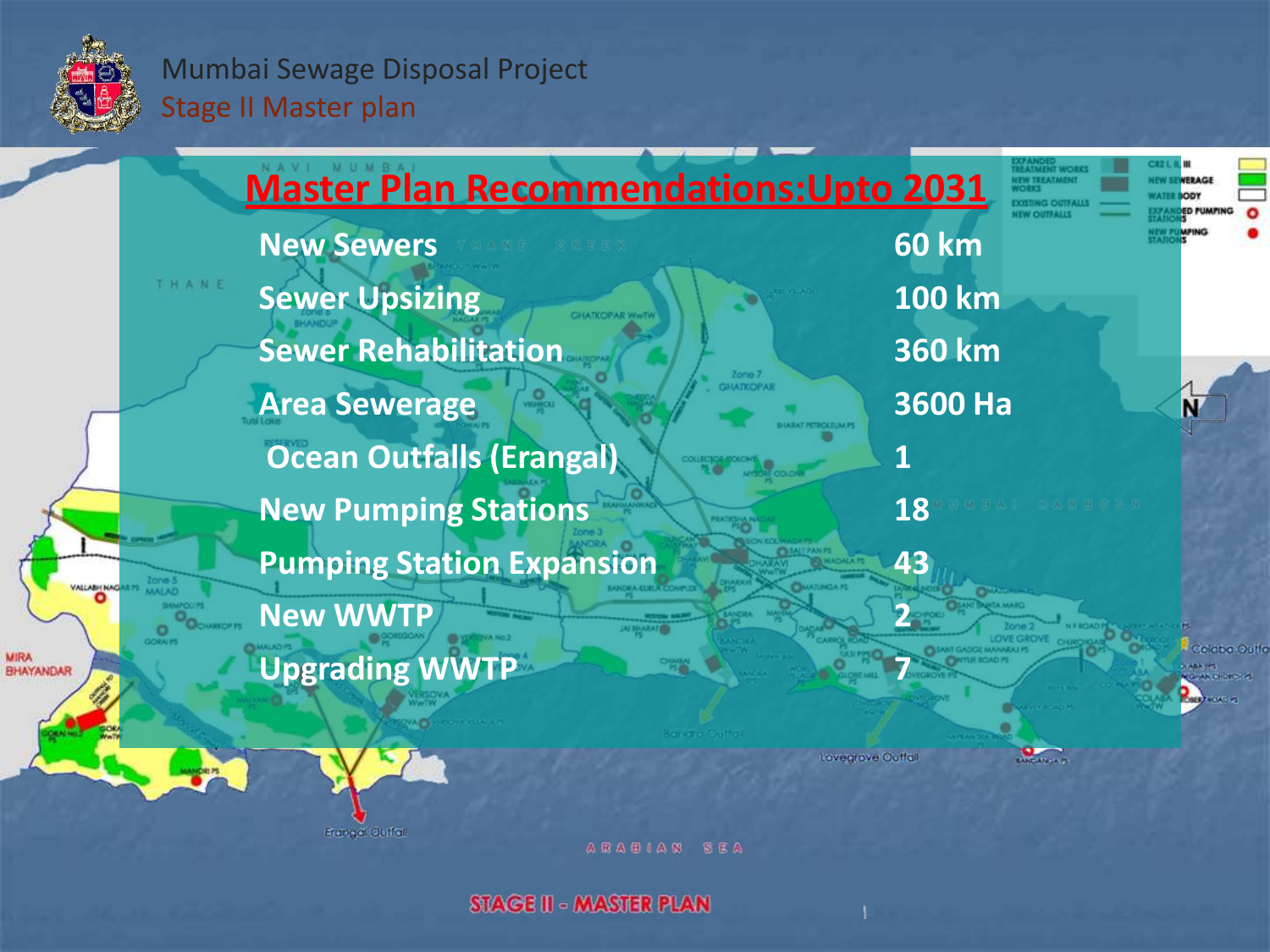# Mumbai Sewage Disposal Project

## Stage II Master plan

## Master Plan Recommendations:Upto 2031

| | |
|---|---|
| New Sewers | 60 km |
| Sewer Upsizing | 100 km |
| Sewer Rehabilitation | 360 km |
| Area Sewerage | 3600 Ha |
| Ocean Outfalls (Erangal) | 1 |
| New Pumping Stations | 18 |
| Pumping Station Expansion | 43 |
| New WWTP | 2 |
| Upgrading WWTP | 7 |

STAGE II - MASTER PLAN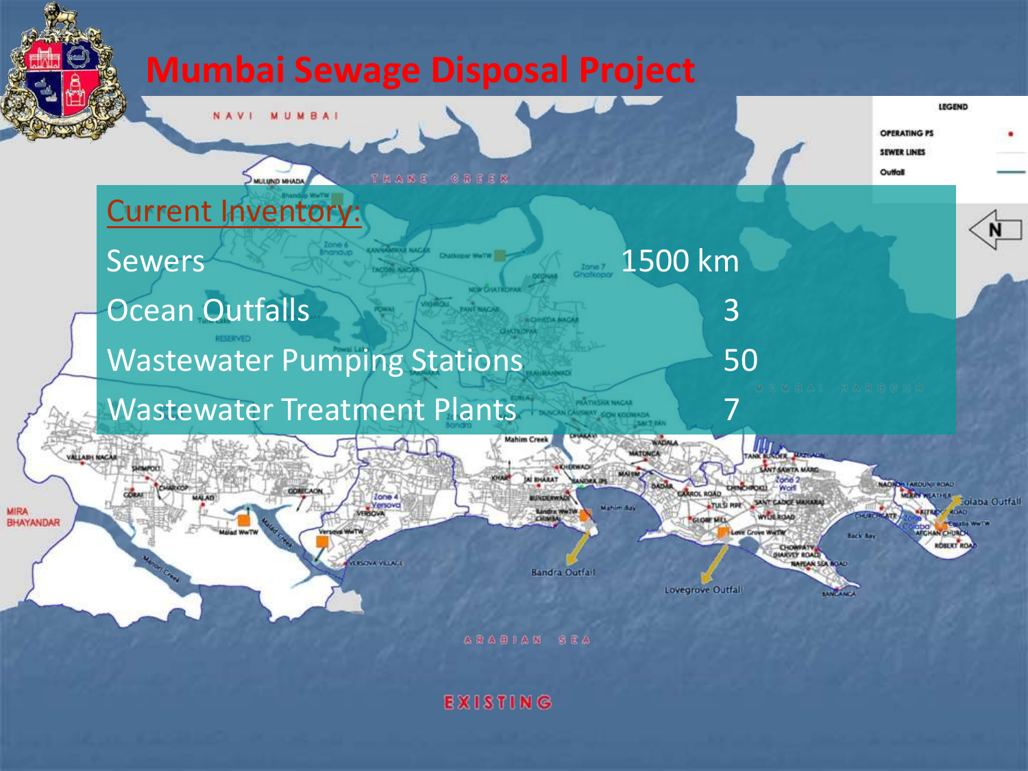# Mumbai Sewage Disposal Project

Current Inventory:

| | |
|---|---|
| Sewers | 1500 km |
| Ocean Outfalls | 3 |
| Wastewater Pumping Stations | 50 |
| Wastewater Treatment Plants | 7 |

EXISTING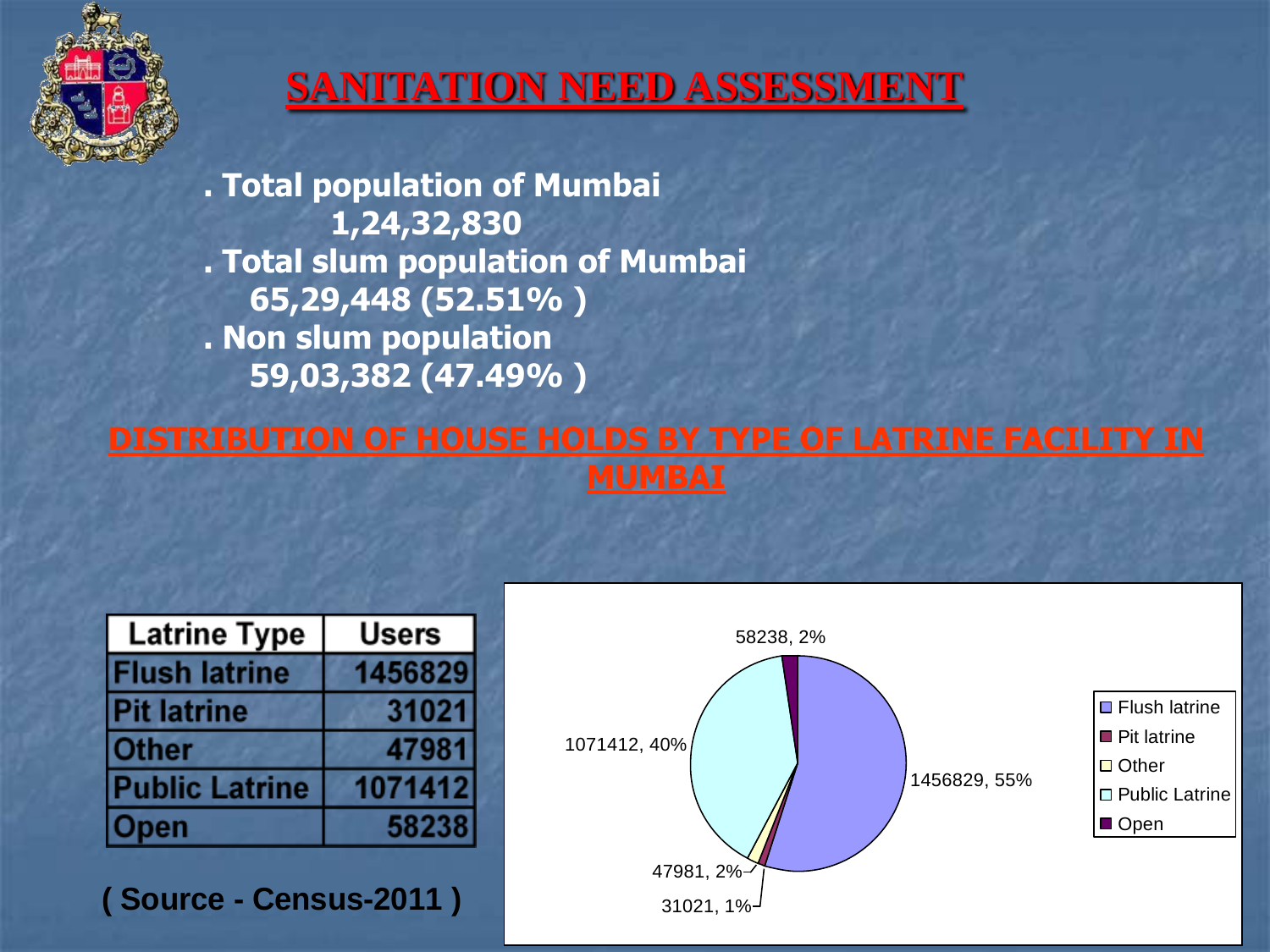# SANITATION NEED ASSESSMENT

- **Total population of Mumbai**
  **1,24,32,830**
- **Total slum population of Mumbai**
  **65,29,448 (52.51% )**
- **Non slum population**
  **59,03,382 (47.49% )**

## DISTRIBUTION OF HOUSE HOLDS BY TYPE OF LATRINE FACILITY IN MUMBAI

| Latrine Type | Users |
|---|---|
| Flush latrine | 1456829 |
| Pit latrine | 31021 |
| Other | 47981 |
| Public Latrine | 1071412 |
| Open | 58238 |

**( Source - Census-2011 )**

Flush latrine: 1456829, 55%
Pit latrine: 31021, 1%
Other: 47981, 2%
Public Latrine: 1071412, 40%
Open: 58238, 2%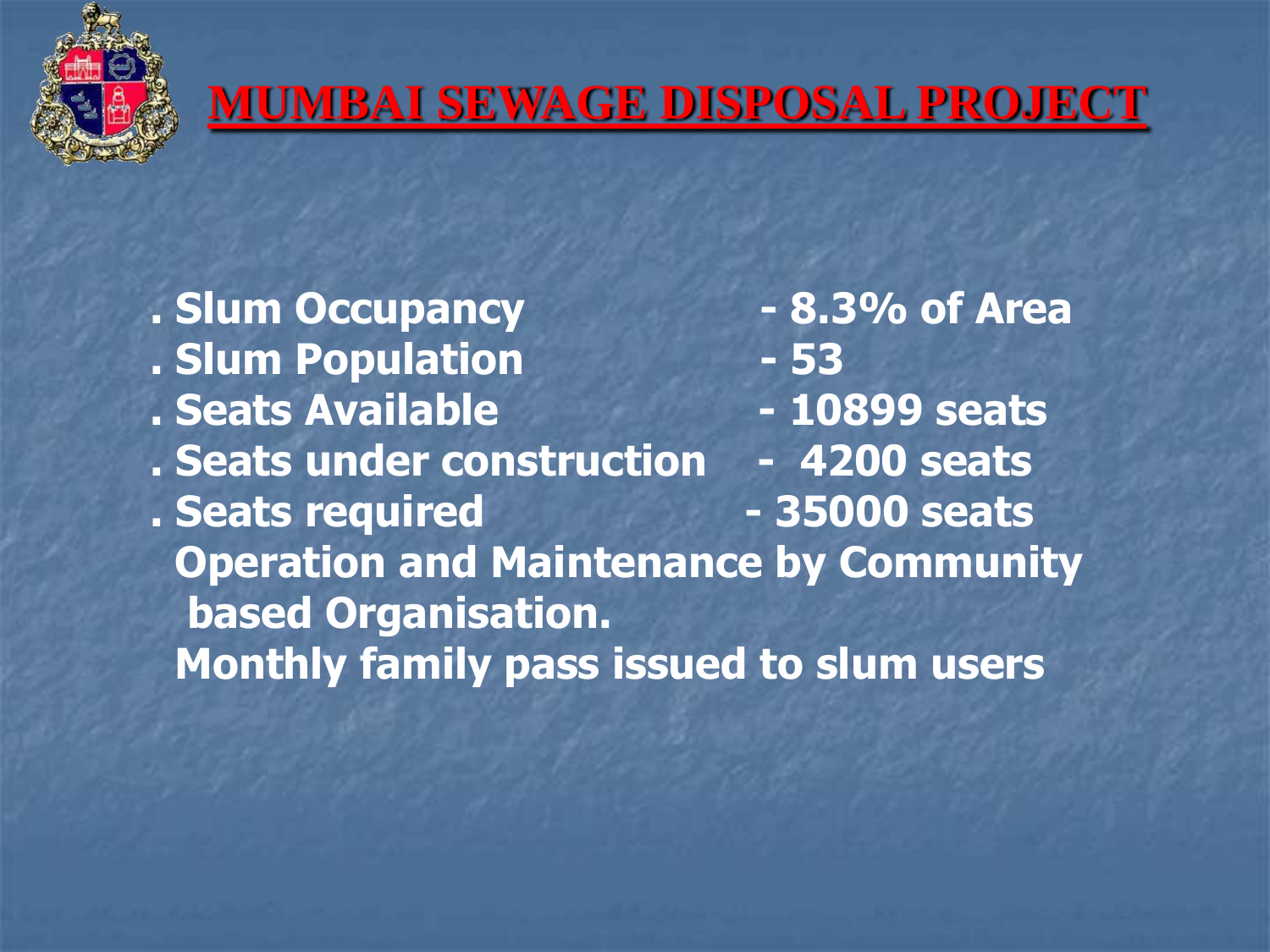# MUMBAI SEWAGE DISPOSAL PROJECT

- . Slum Occupancy - 8.3% of Area
- . Slum Population - 53
- . Seats Available - 10899 seats
- . Seats under construction - 4200 seats
- . Seats required - 35000 seats

Operation and Maintenance by Community based Organisation.

Monthly family pass issued to slum users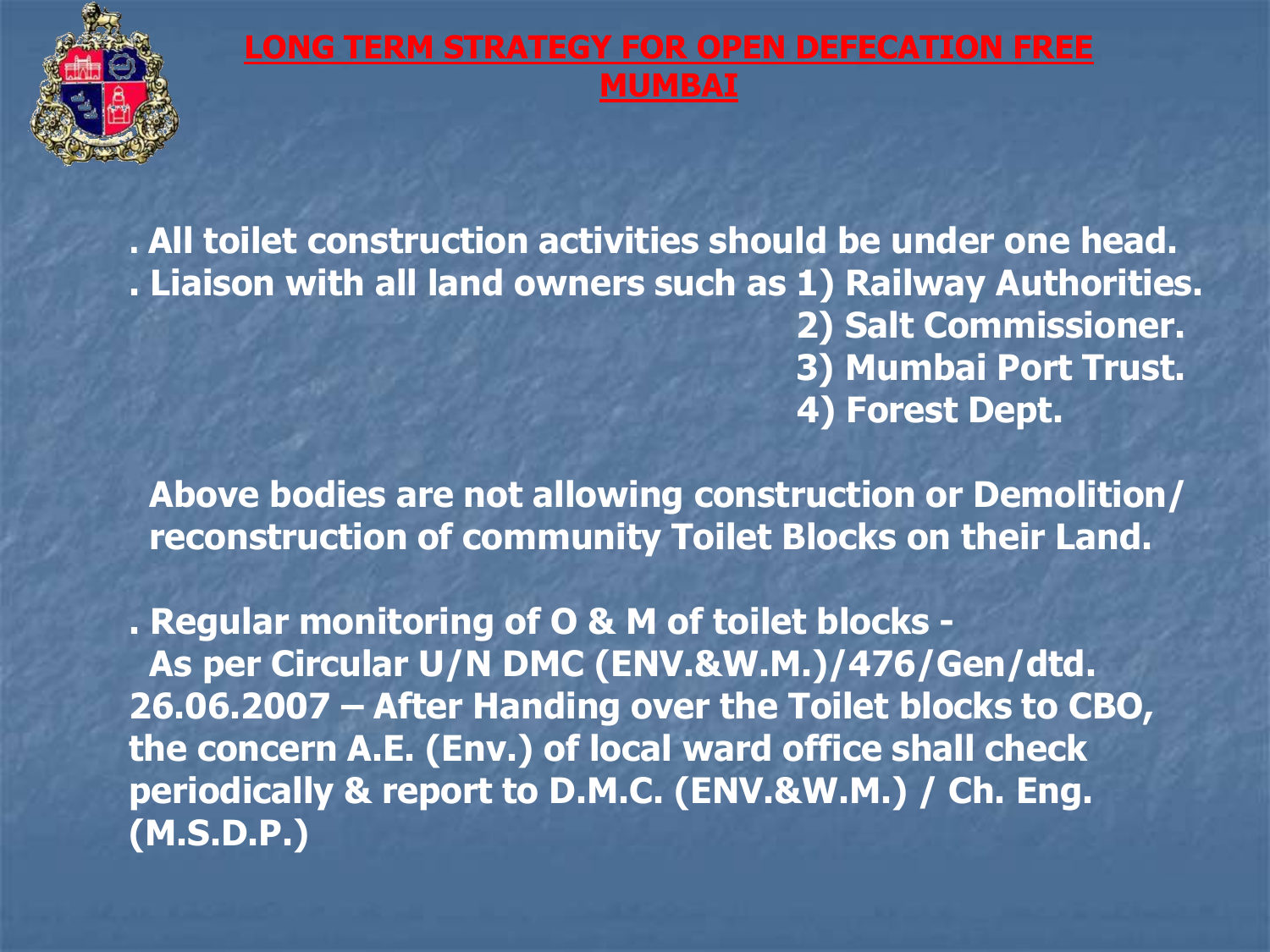# LONG TERM STRATEGY FOR OPEN DEFECATION FREE MUMBAI

**. All toilet construction activities should be under one head.**

**. Liaison with all land owners such as 1) Railway Authorities.**
**2) Salt Commissioner.**
**3) Mumbai Port Trust.**
**4) Forest Dept.**

**Above bodies are not allowing construction or Demolition/ reconstruction of community Toilet Blocks on their Land.**

**. Regular monitoring of O & M of toilet blocks -**
**As per Circular U/N DMC (ENV.&W.M.)/476/Gen/dtd. 26.06.2007 – After Handing over the Toilet blocks to CBO, the concern A.E. (Env.) of local ward office shall check periodically & report to D.M.C. (ENV.&W.M.) / Ch. Eng. (M.S.D.P.)**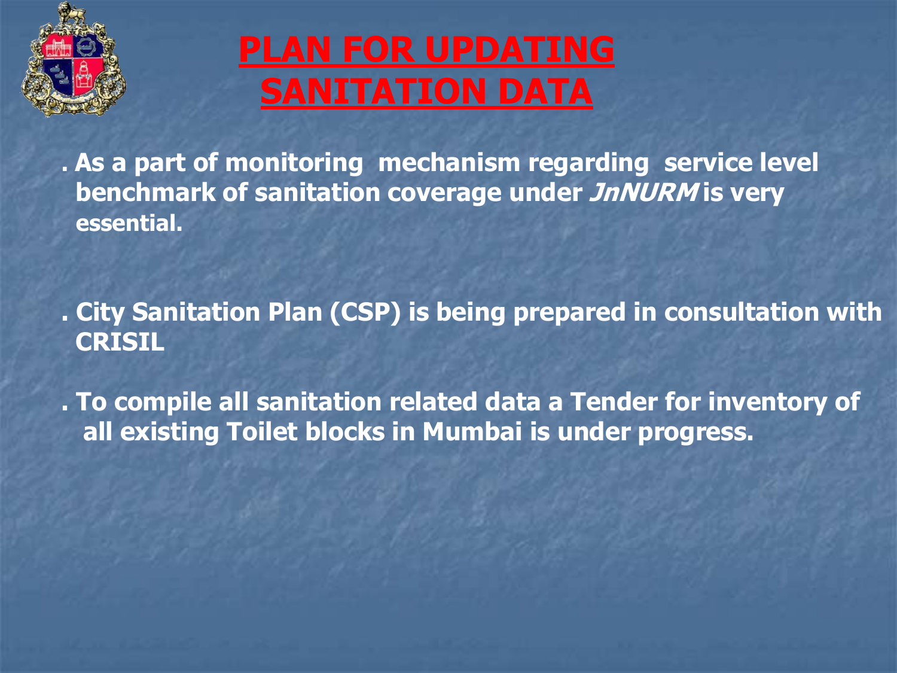# PLAN FOR UPDATING SANITATION DATA

. As a part of monitoring mechanism regarding service level benchmark of sanitation coverage under ***JnNURM*** is very essential.

. City Sanitation Plan (CSP) is being prepared in consultation with CRISIL

. To compile all sanitation related data a Tender for inventory of all existing Toilet blocks in Mumbai is under progress.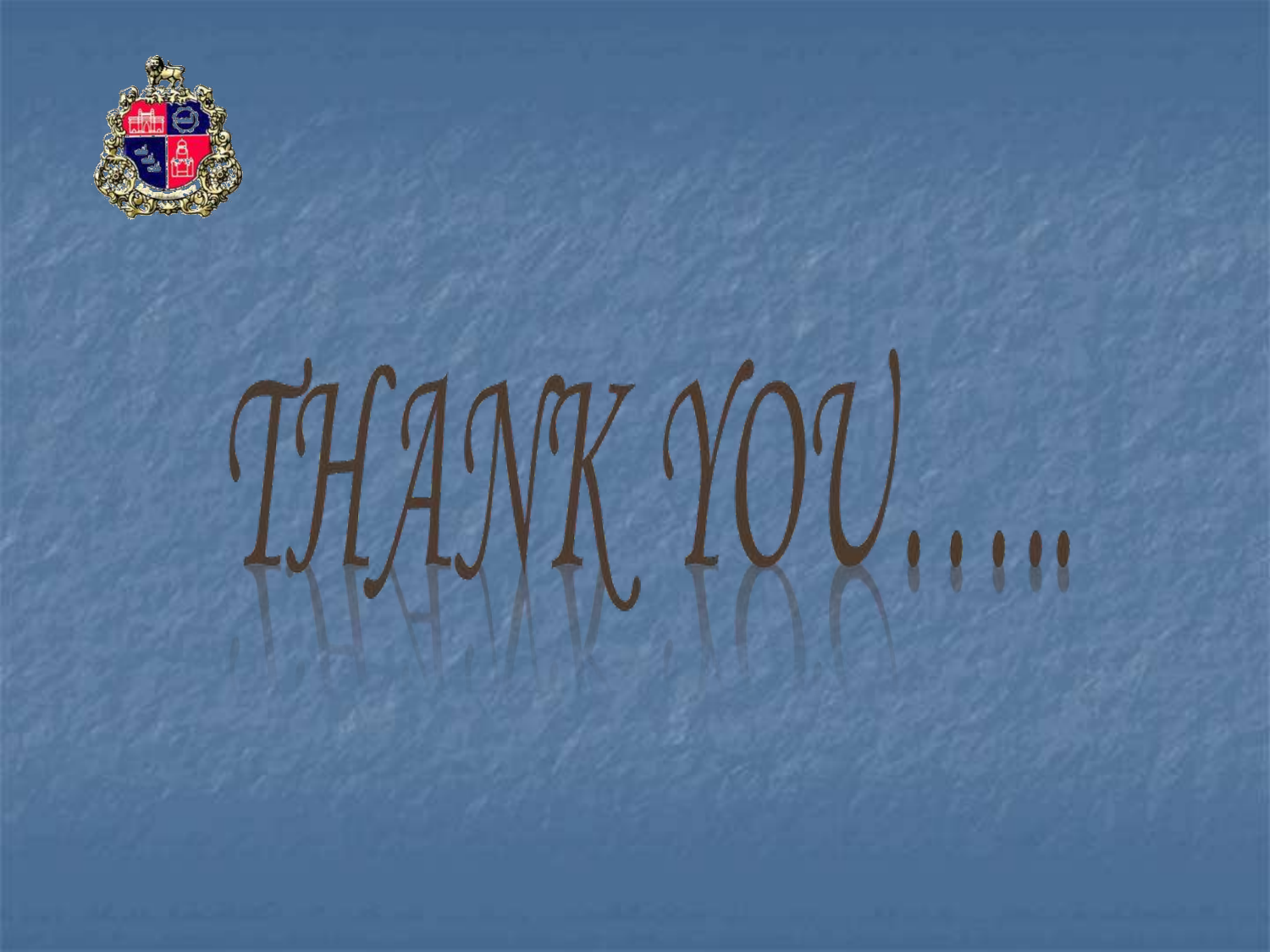# THANK YOU.....